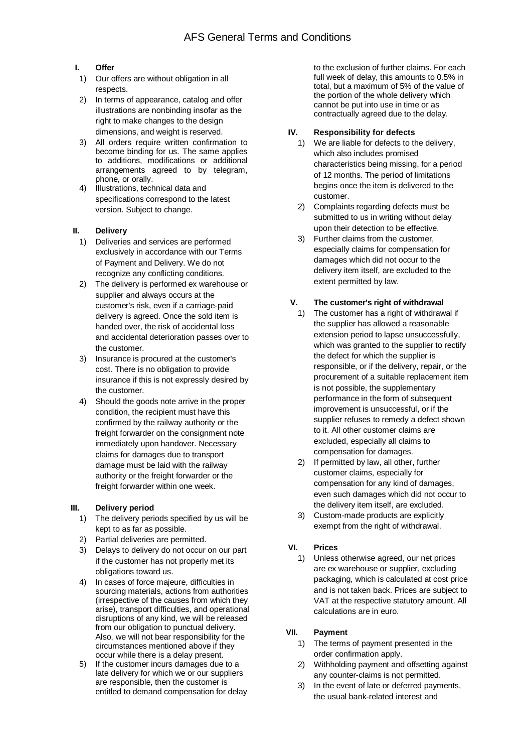# AFS General Terms and Conditions

## I. Offer

1) Our offers are without obligation in all respects.
2) In terms of appearance, catalog and offer illustrations are nonbinding insofar as the right to make changes to the design dimensions, and weight is reserved.
3) All orders require written confirmation to become binding for us. The same applies to additions, modifications or additional arrangements agreed to by telegram, phone, or orally.
4) Illustrations, technical data and specifications correspond to the latest version. Subject to change.

## II. Delivery

1) Deliveries and services are performed exclusively in accordance with our Terms of Payment and Delivery. We do not recognize any conflicting conditions.
2) The delivery is performed ex warehouse or supplier and always occurs at the customer's risk, even if a carriage-paid delivery is agreed. Once the sold item is handed over, the risk of accidental loss and accidental deterioration passes over to the customer.
3) Insurance is procured at the customer's cost. There is no obligation to provide insurance if this is not expressly desired by the customer.
4) Should the goods note arrive in the proper condition, the recipient must have this confirmed by the railway authority or the freight forwarder on the consignment note immediately upon handover. Necessary claims for damages due to transport damage must be laid with the railway authority or the freight forwarder or the freight forwarder within one week.

## III. Delivery period

1) The delivery periods specified by us will be kept to as far as possible.
2) Partial deliveries are permitted.
3) Delays to delivery do not occur on our part if the customer has not properly met its obligations toward us.
4) In cases of force majeure, difficulties in sourcing materials, actions from authorities (irrespective of the causes from which they arise), transport difficulties, and operational disruptions of any kind, we will be released from our obligation to punctual delivery. Also, we will not bear responsibility for the circumstances mentioned above if they occur while there is a delay present.
5) If the customer incurs damages due to a late delivery for which we or our suppliers are responsible, then the customer is entitled to demand compensation for delay to the exclusion of further claims. For each full week of delay, this amounts to 0.5% in total, but a maximum of 5% of the value of the portion of the whole delivery which cannot be put into use in time or as contractually agreed due to the delay.

## IV. Responsibility for defects

1) We are liable for defects to the delivery, which also includes promised characteristics being missing, for a period of 12 months. The period of limitations begins once the item is delivered to the customer.
2) Complaints regarding defects must be submitted to us in writing without delay upon their detection to be effective.
3) Further claims from the customer, especially claims for compensation for damages which did not occur to the delivery item itself, are excluded to the extent permitted by law.

## V. The customer's right of withdrawal

1) The customer has a right of withdrawal if the supplier has allowed a reasonable extension period to lapse unsuccessfully, which was granted to the supplier to rectify the defect for which the supplier is responsible, or if the delivery, repair, or the procurement of a suitable replacement item is not possible, the supplementary performance in the form of subsequent improvement is unsuccessful, or if the supplier refuses to remedy a defect shown to it. All other customer claims are excluded, especially all claims to compensation for damages.
2) If permitted by law, all other, further customer claims, especially for compensation for any kind of damages, even such damages which did not occur to the delivery item itself, are excluded.
3) Custom-made products are explicitly exempt from the right of withdrawal.

## VI. Prices

1) Unless otherwise agreed, our net prices are ex warehouse or supplier, excluding packaging, which is calculated at cost price and is not taken back. Prices are subject to VAT at the respective statutory amount. All calculations are in euro.

## VII. Payment

1) The terms of payment presented in the order confirmation apply.
2) Withholding payment and offsetting against any counter-claims is not permitted.
3) In the event of late or deferred payments, the usual bank-related interest and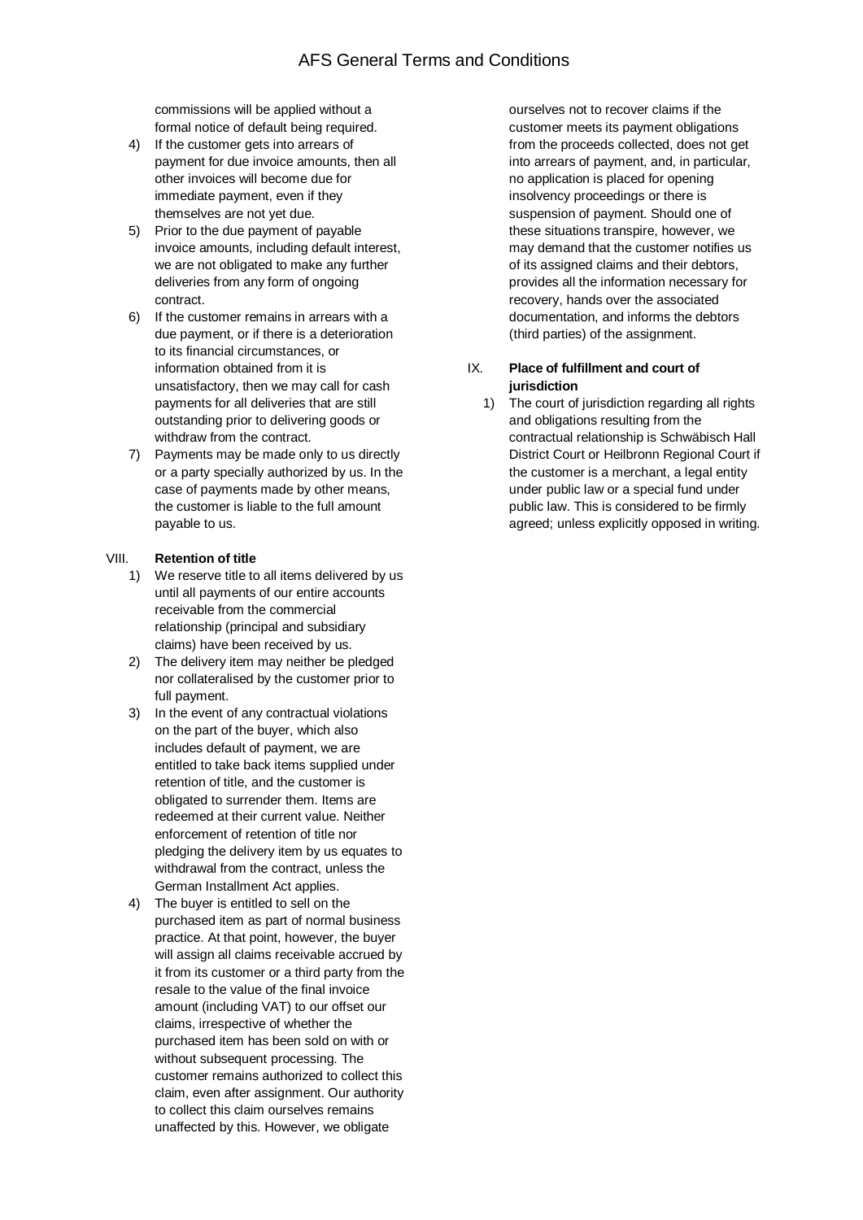commissions will be applied without a formal notice of default being required.

4) If the customer gets into arrears of payment for due invoice amounts, then all other invoices will become due for immediate payment, even if they themselves are not yet due.
5) Prior to the due payment of payable invoice amounts, including default interest, we are not obligated to make any further deliveries from any form of ongoing contract.
6) If the customer remains in arrears with a due payment, or if there is a deterioration to its financial circumstances, or information obtained from it is unsatisfactory, then we may call for cash payments for all deliveries that are still outstanding prior to delivering goods or withdraw from the contract.
7) Payments may be made only to us directly or a party specially authorized by us. In the case of payments made by other means, the customer is liable to the full amount payable to us.

## VIII. Retention of title

1) We reserve title to all items delivered by us until all payments of our entire accounts receivable from the commercial relationship (principal and subsidiary claims) have been received by us.
2) The delivery item may neither be pledged nor collateralised by the customer prior to full payment.
3) In the event of any contractual violations on the part of the buyer, which also includes default of payment, we are entitled to take back items supplied under retention of title, and the customer is obligated to surrender them. Items are redeemed at their current value. Neither enforcement of retention of title nor pledging the delivery item by us equates to withdrawal from the contract, unless the German Installment Act applies.
4) The buyer is entitled to sell on the purchased item as part of normal business practice. At that point, however, the buyer will assign all claims receivable accrued by it from its customer or a third party from the resale to the value of the final invoice amount (including VAT) to our offset our claims, irrespective of whether the purchased item has been sold on with or without subsequent processing. The customer remains authorized to collect this claim, even after assignment. Our authority to collect this claim ourselves remains unaffected by this. However, we obligate ourselves not to recover claims if the customer meets its payment obligations from the proceeds collected, does not get into arrears of payment, and, in particular, no application is placed for opening insolvency proceedings or there is suspension of payment. Should one of these situations transpire, however, we may demand that the customer notifies us of its assigned claims and their debtors, provides all the information necessary for recovery, hands over the associated documentation, and informs the debtors (third parties) of the assignment.

## IX. Place of fulfillment and court of jurisdiction

1) The court of jurisdiction regarding all rights and obligations resulting from the contractual relationship is Schwäbisch Hall District Court or Heilbronn Regional Court if the customer is a merchant, a legal entity under public law or a special fund under public law. This is considered to be firmly agreed; unless explicitly opposed in writing.